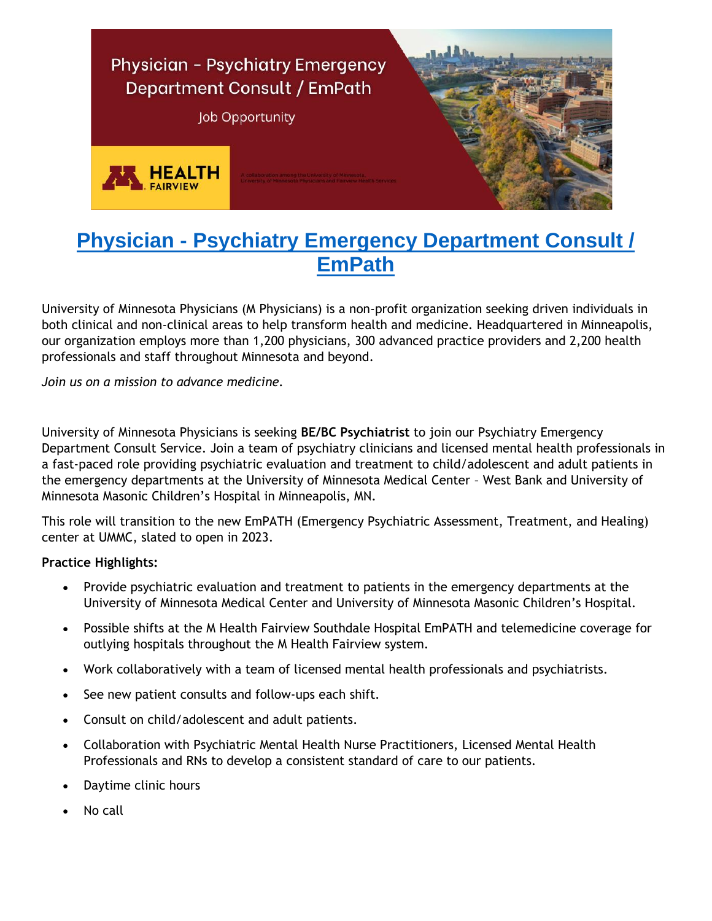Physician – Psychiatry Emergency Department Consult / EmPath

Job Opportunity

HEALTH FAIRVIEW

A collaboration among the University of Minnesota, University of Minnesota Physicians and Fairview Health Services

# Physician - Psychiatry Emergency Department Consult / EmPath

University of Minnesota Physicians (M Physicians) is a non-profit organization seeking driven individuals in both clinical and non-clinical areas to help transform health and medicine. Headquartered in Minneapolis, our organization employs more than 1,200 physicians, 300 advanced practice providers and 2,200 health professionals and staff throughout Minnesota and beyond.

*Join us on a mission to advance medicine.*

University of Minnesota Physicians is seeking **BE/BC Psychiatrist** to join our Psychiatry Emergency Department Consult Service. Join a team of psychiatry clinicians and licensed mental health professionals in a fast-paced role providing psychiatric evaluation and treatment to child/adolescent and adult patients in the emergency departments at the University of Minnesota Medical Center – West Bank and University of Minnesota Masonic Children's Hospital in Minneapolis, MN.

This role will transition to the new EmPATH (Emergency Psychiatric Assessment, Treatment, and Healing) center at UMMC, slated to open in 2023.

**Practice Highlights:**

- Provide psychiatric evaluation and treatment to patients in the emergency departments at the University of Minnesota Medical Center and University of Minnesota Masonic Children's Hospital.
- Possible shifts at the M Health Fairview Southdale Hospital EmPATH and telemedicine coverage for outlying hospitals throughout the M Health Fairview system.
- Work collaboratively with a team of licensed mental health professionals and psychiatrists.
- See new patient consults and follow-ups each shift.
- Consult on child/adolescent and adult patients.
- Collaboration with Psychiatric Mental Health Nurse Practitioners, Licensed Mental Health Professionals and RNs to develop a consistent standard of care to our patients.
- Daytime clinic hours
- No call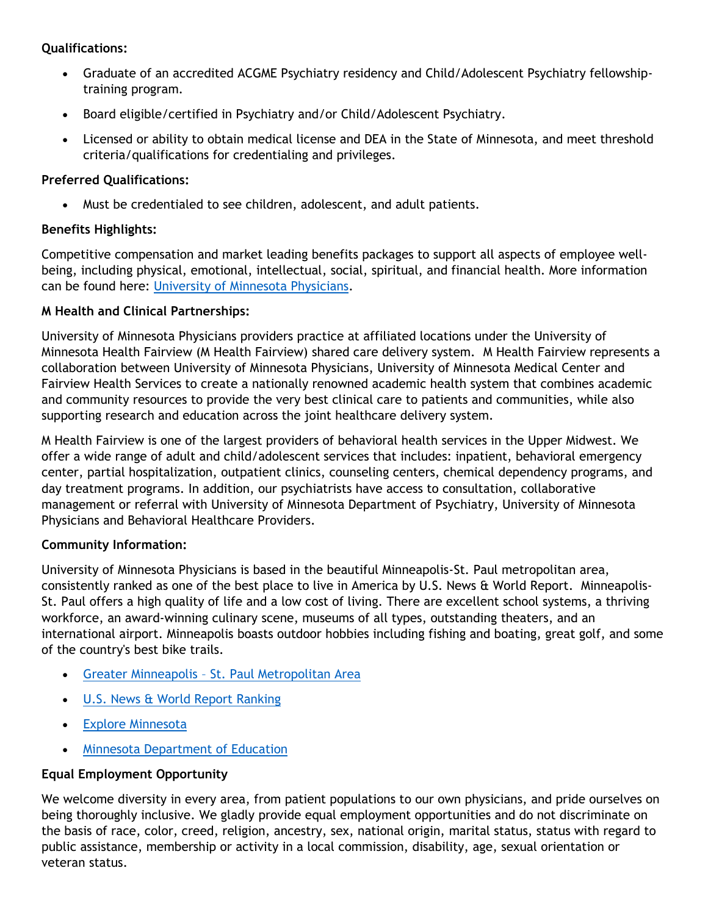**Qualifications:**

- Graduate of an accredited ACGME Psychiatry residency and Child/Adolescent Psychiatry fellowship-training program.
- Board eligible/certified in Psychiatry and/or Child/Adolescent Psychiatry.
- Licensed or ability to obtain medical license and DEA in the State of Minnesota, and meet threshold criteria/qualifications for credentialing and privileges.

**Preferred Qualifications:**

- Must be credentialed to see children, adolescent, and adult patients.

**Benefits Highlights:**

Competitive compensation and market leading benefits packages to support all aspects of employee well-being, including physical, emotional, intellectual, social, spiritual, and financial health. More information can be found here: University of Minnesota Physicians.

**M Health and Clinical Partnerships:**

University of Minnesota Physicians providers practice at affiliated locations under the University of Minnesota Health Fairview (M Health Fairview) shared care delivery system. M Health Fairview represents a collaboration between University of Minnesota Physicians, University of Minnesota Medical Center and Fairview Health Services to create a nationally renowned academic health system that combines academic and community resources to provide the very best clinical care to patients and communities, while also supporting research and education across the joint healthcare delivery system.

M Health Fairview is one of the largest providers of behavioral health services in the Upper Midwest. We offer a wide range of adult and child/adolescent services that includes: inpatient, behavioral emergency center, partial hospitalization, outpatient clinics, counseling centers, chemical dependency programs, and day treatment programs. In addition, our psychiatrists have access to consultation, collaborative management or referral with University of Minnesota Department of Psychiatry, University of Minnesota Physicians and Behavioral Healthcare Providers.

**Community Information:**

University of Minnesota Physicians is based in the beautiful Minneapolis-St. Paul metropolitan area, consistently ranked as one of the best place to live in America by U.S. News & World Report. Minneapolis-St. Paul offers a high quality of life and a low cost of living. There are excellent school systems, a thriving workforce, an award-winning culinary scene, museums of all types, outstanding theaters, and an international airport. Minneapolis boasts outdoor hobbies including fishing and boating, great golf, and some of the country's best bike trails.

- Greater Minneapolis – St. Paul Metropolitan Area
- U.S. News & World Report Ranking
- Explore Minnesota
- Minnesota Department of Education

**Equal Employment Opportunity**

We welcome diversity in every area, from patient populations to our own physicians, and pride ourselves on being thoroughly inclusive. We gladly provide equal employment opportunities and do not discriminate on the basis of race, color, creed, religion, ancestry, sex, national origin, marital status, status with regard to public assistance, membership or activity in a local commission, disability, age, sexual orientation or veteran status.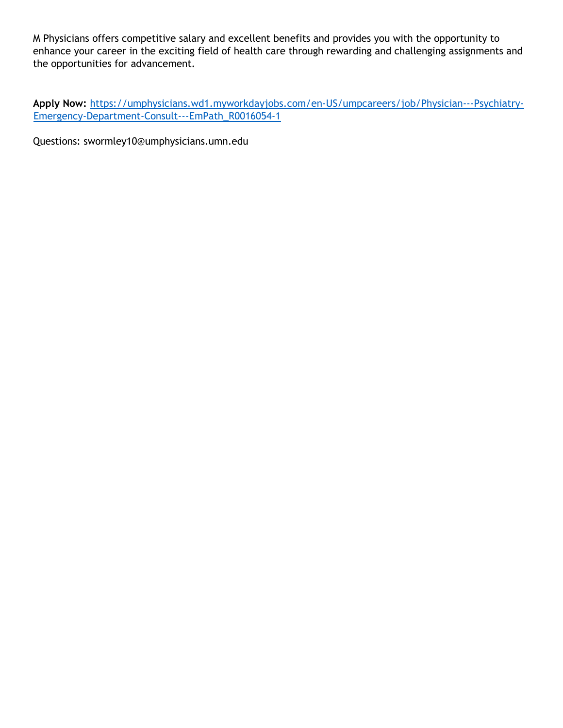M Physicians offers competitive salary and excellent benefits and provides you with the opportunity to enhance your career in the exciting field of health care through rewarding and challenging assignments and the opportunities for advancement.

**Apply Now:** https://umphysicians.wd1.myworkdayjobs.com/en-US/umpcareers/job/Physician---Psychiatry-Emergency-Department-Consult---EmPath_R0016054-1

Questions: swormley10@umphysicians.umn.edu